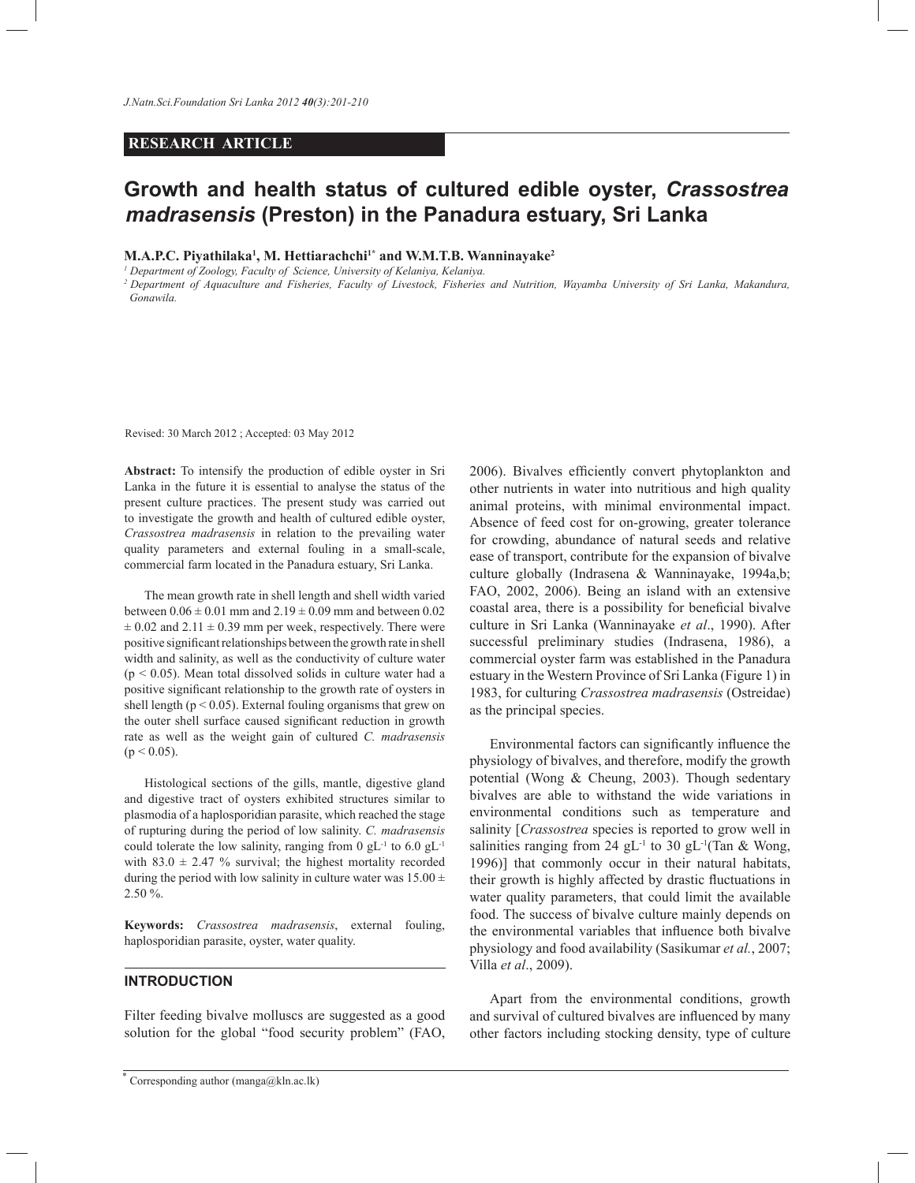**RESEARCH ARTICLE**

# Growth and health status of cultured edible oyster, *Crassostrea madrasensis* (Preston) in the Panadura estuary, Sri Lanka

**M.A.P.C. Piyathilaka[1], M. Hettiarachchi[1*] and W.M.T.B. Wanninayake[2]**

[1] Department of Zoology, Faculty of Science, University of Kelaniya, Kelaniya.

[2] Department of Aquaculture and Fisheries, Faculty of Livestock, Fisheries and Nutrition, Wayamba University of Sri Lanka, Makandura, Gonawila.

Revised: 30 March 2012 ; Accepted: 03 May 2012

**Abstract:** To intensify the production of edible oyster in Sri Lanka in the future it is essential to analyse the status of the present culture practices. The present study was carried out to investigate the growth and health of cultured edible oyster, *Crassostrea madrasensis* in relation to the prevailing water quality parameters and external fouling in a small-scale, commercial farm located in the Panadura estuary, Sri Lanka.

The mean growth rate in shell length and shell width varied between $0.06 \pm 0.01$ mm and $2.19 \pm 0.09$ mm and between 0.02 $\pm$ 0.02 and $2.11 \pm 0.39$ mm per week, respectively. There were positive significant relationships between the growth rate in shell width and salinity, as well as the conductivity of culture water ($p < 0.05$). Mean total dissolved solids in culture water had a positive significant relationship to the growth rate of oysters in shell length ($p < 0.05$). External fouling organisms that grew on the outer shell surface caused significant reduction in growth rate as well as the weight gain of cultured *C. madrasensis* ($p < 0.05$).

Histological sections of the gills, mantle, digestive gland and digestive tract of oysters exhibited structures similar to plasmodia of a haplosporidian parasite, which reached the stage of rupturing during the period of low salinity. *C. madrasensis* could tolerate the low salinity, ranging from 0 $gL^{-1}$ to 6.0 $gL^{-1}$ with $83.0 \pm 2.47$ % survival; the highest mortality recorded during the period with low salinity in culture water was $15.00 \pm 2.50$ %.

**Keywords:** *Crassostrea madrasensis*, external fouling, haplosporidian parasite, oyster, water quality.

## INTRODUCTION

Filter feeding bivalve molluscs are suggested as a good solution for the global "food security problem" (FAO, 2006). Bivalves efficiently convert phytoplankton and other nutrients in water into nutritious and high quality animal proteins, with minimal environmental impact. Absence of feed cost for on-growing, greater tolerance for crowding, abundance of natural seeds and relative ease of transport, contribute for the expansion of bivalve culture globally (Indrasena & Wanninayake, 1994a,b; FAO, 2002, 2006). Being an island with an extensive coastal area, there is a possibility for beneficial bivalve culture in Sri Lanka (Wanninayake *et al*., 1990). After successful preliminary studies (Indrasena, 1986), a commercial oyster farm was established in the Panadura estuary in the Western Province of Sri Lanka (Figure 1) in 1983, for culturing *Crassostrea madrasensis* (Ostreidae) as the principal species.

Environmental factors can significantly influence the physiology of bivalves, and therefore, modify the growth potential (Wong & Cheung, 2003). Though sedentary bivalves are able to withstand the wide variations in environmental conditions such as temperature and salinity [*Crassostrea* species is reported to grow well in salinities ranging from 24 $gL^{-1}$ to 30 $gL^{-1}$(Tan & Wong, 1996)] that commonly occur in their natural habitats, their growth is highly affected by drastic fluctuations in water quality parameters, that could limit the available food. The success of bivalve culture mainly depends on the environmental variables that influence both bivalve physiology and food availability (Sasikumar *et al.*, 2007; Villa *et al*., 2009).

Apart from the environmental conditions, growth and survival of cultured bivalves are influenced by many other factors including stocking density, type of culture

[*] Corresponding author (manga@kln.ac.lk)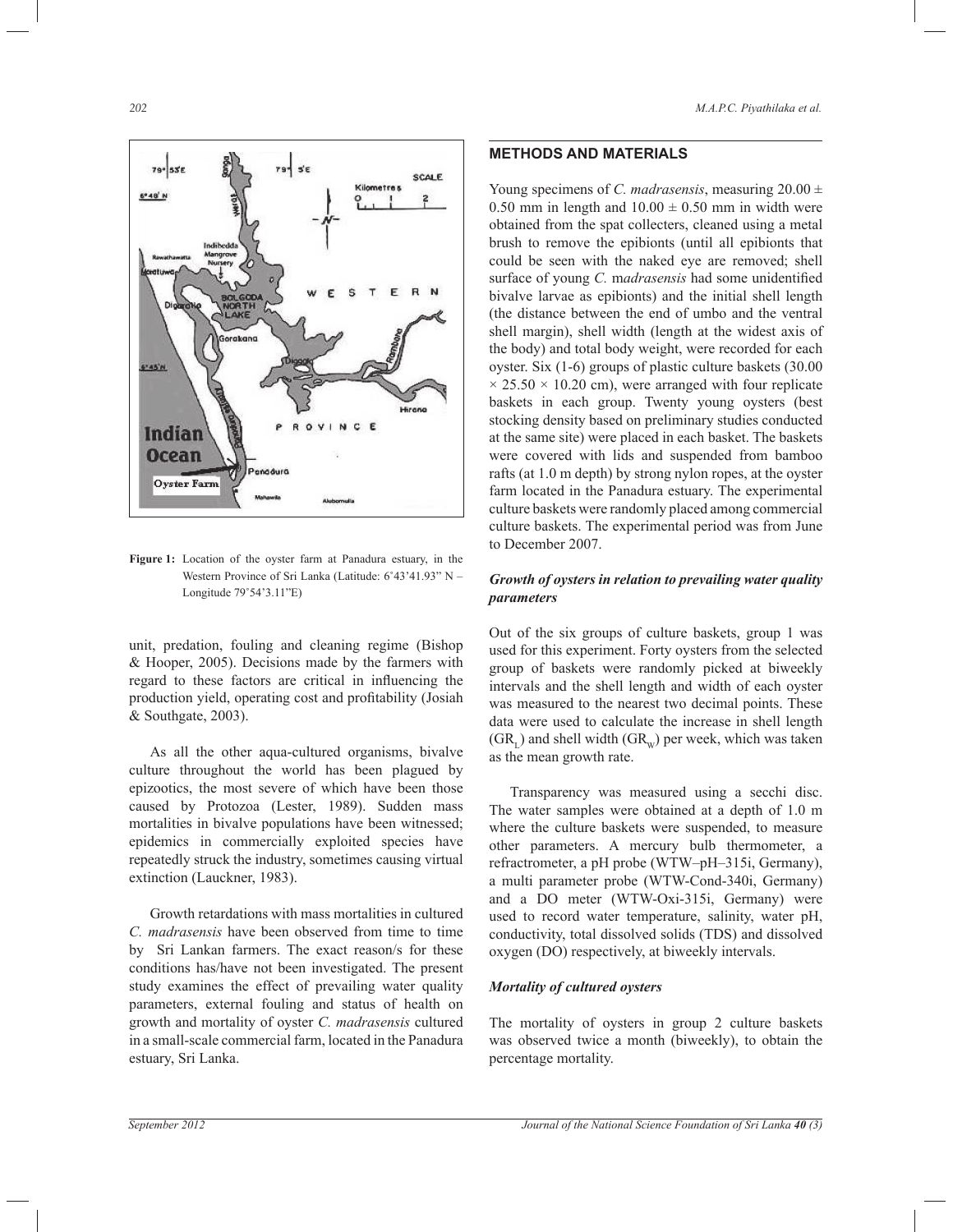**Figure 1:** Location of the oyster farm at Panadura estuary, in the Western Province of Sri Lanka (Latitude: 6˚43'41.93" N – Longitude 79˚54'3.11"E)

unit, predation, fouling and cleaning regime (Bishop & Hooper, 2005). Decisions made by the farmers with regard to these factors are critical in influencing the production yield, operating cost and profitability (Josiah & Southgate, 2003).

As all the other aqua-cultured organisms, bivalve culture throughout the world has been plagued by epizootics, the most severe of which have been those caused by Protozoa (Lester, 1989). Sudden mass mortalities in bivalve populations have been witnessed; epidemics in commercially exploited species have repeatedly struck the industry, sometimes causing virtual extinction (Lauckner, 1983).

Growth retardations with mass mortalities in cultured *C. madrasensis* have been observed from time to time by Sri Lankan farmers. The exact reason/s for these conditions has/have not been investigated. The present study examines the effect of prevailing water quality parameters, external fouling and status of health on growth and mortality of oyster *C. madrasensis* cultured in a small-scale commercial farm, located in the Panadura estuary, Sri Lanka.

## METHODS AND MATERIALS

Young specimens of *C. madrasensis*, measuring $20.00 \pm 0.50$ mm in length and $10.00 \pm 0.50$ mm in width were obtained from the spat collecters, cleaned using a metal brush to remove the epibionts (until all epibionts that could be seen with the naked eye are removed; shell surface of young *C. madrasensis* had some unidentified bivalve larvae as epibionts) and the initial shell length (the distance between the end of umbo and the ventral shell margin), shell width (length at the widest axis of the body) and total body weight, were recorded for each oyster. Six (1-6) groups of plastic culture baskets ($30.00 \times 25.50 \times 10.20$ cm), were arranged with four replicate baskets in each group. Twenty young oysters (best stocking density based on preliminary studies conducted at the same site) were placed in each basket. The baskets were covered with lids and suspended from bamboo rafts (at 1.0 m depth) by strong nylon ropes, at the oyster farm located in the Panadura estuary. The experimental culture baskets were randomly placed among commercial culture baskets. The experimental period was from June to December 2007.

### *Growth of oysters in relation to prevailing water quality parameters*

Out of the six groups of culture baskets, group 1 was used for this experiment. Forty oysters from the selected group of baskets were randomly picked at biweekly intervals and the shell length and width of each oyster was measured to the nearest two decimal points. These data were used to calculate the increase in shell length ($GR_L$) and shell width ($GR_W$) per week, which was taken as the mean growth rate.

Transparency was measured using a secchi disc. The water samples were obtained at a depth of 1.0 m where the culture baskets were suspended, to measure other parameters. A mercury bulb thermometer, a refractrometer, a pH probe (WTW–pH–315i, Germany), a multi parameter probe (WTW-Cond-340i, Germany) and a DO meter (WTW-Oxi-315i, Germany) were used to record water temperature, salinity, water pH, conductivity, total dissolved solids (TDS) and dissolved oxygen (DO) respectively, at biweekly intervals.

### *Mortality of cultured oysters*

The mortality of oysters in group 2 culture baskets was observed twice a month (biweekly), to obtain the percentage mortality.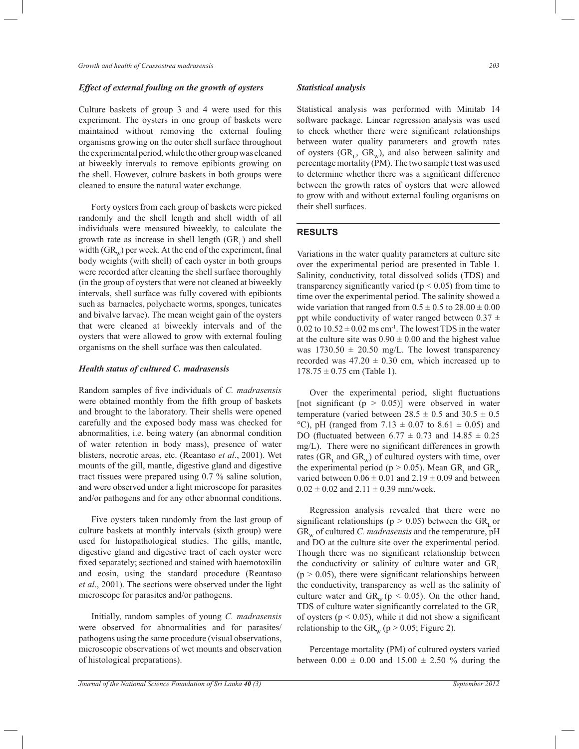### *Effect of external fouling on the growth of oysters*

Culture baskets of group 3 and 4 were used for this experiment. The oysters in one group of baskets were maintained without removing the external fouling organisms growing on the outer shell surface throughout the experimental period, while the other group was cleaned at biweekly intervals to remove epibionts growing on the shell. However, culture baskets in both groups were cleaned to ensure the natural water exchange.

Forty oysters from each group of baskets were picked randomly and the shell length and shell width of all individuals were measured biweekly, to calculate the growth rate as increase in shell length ($GR_L$) and shell width ($GR_W$) per week. At the end of the experiment, final body weights (with shell) of each oyster in both groups were recorded after cleaning the shell surface thoroughly (in the group of oysters that were not cleaned at biweekly intervals, shell surface was fully covered with epibionts such as barnacles, polychaete worms, sponges, tunicates and bivalve larvae). The mean weight gain of the oysters that were cleaned at biweekly intervals and of the oysters that were allowed to grow with external fouling organisms on the shell surface was then calculated.

### *Health status of cultured C. madrasensis*

Random samples of five individuals of *C. madrasensis* were obtained monthly from the fifth group of baskets and brought to the laboratory. Their shells were opened carefully and the exposed body mass was checked for abnormalities, i.e. being watery (an abnormal condition of water retention in body mass), presence of water blisters, necrotic areas, etc. (Reantaso *et al*., 2001). Wet mounts of the gill, mantle, digestive gland and digestive tract tissues were prepared using 0.7 % saline solution, and were observed under a light microscope for parasites and/or pathogens and for any other abnormal conditions.

Five oysters taken randomly from the last group of culture baskets at monthly intervals (sixth group) were used for histopathological studies. The gills, mantle, digestive gland and digestive tract of each oyster were fixed separately; sectioned and stained with haemotoxilin and eosin, using the standard procedure (Reantaso *et al*., 2001). The sections were observed under the light microscope for parasites and/or pathogens.

Initially, random samples of young *C. madrasensis* were observed for abnormalities and for parasites/pathogens using the same procedure (visual observations, microscopic observations of wet mounts and observation of histological preparations).

### *Statistical analysis*

Statistical analysis was performed with Minitab 14 software package. Linear regression analysis was used to check whether there were significant relationships between water quality parameters and growth rates of oysters ($GR_L$, $GR_W$), and also between salinity and percentage mortality (PM). The two sample t test was used to determine whether there was a significant difference between the growth rates of oysters that were allowed to grow with and without external fouling organisms on their shell surfaces.

## RESULTS

Variations in the water quality parameters at culture site over the experimental period are presented in Table 1. Salinity, conductivity, total dissolved solids (TDS) and transparency significantly varied ($p < 0.05$) from time to time over the experimental period. The salinity showed a wide variation that ranged from $0.5 \pm 0.5$ to $28.00 \pm 0.00$ ppt while conductivity of water ranged between $0.37 \pm 0.02$ to $10.52 \pm 0.02$ ms cm$^{-1}$. The lowest TDS in the water at the culture site was $0.90 \pm 0.00$ and the highest value was $1730.50 \pm 20.50$ mg/L. The lowest transparency recorded was $47.20 \pm 0.30$ cm, which increased up to $178.75 \pm 0.75$ cm (Table 1).

Over the experimental period, slight fluctuations [not significant ($p > 0.05$)] were observed in water temperature (varied between $28.5 \pm 0.5$ and $30.5 \pm 0.5$ °C), pH (ranged from $7.13 \pm 0.07$ to $8.61 \pm 0.05$) and DO (fluctuated between $6.77 \pm 0.73$ and $14.85 \pm 0.25$ mg/L). There were no significant differences in growth rates ($GR_L$ and $GR_W$) of cultured oysters with time, over the experimental period ($p > 0.05$). Mean $GR_L$ and $GR_W$ varied between $0.06 \pm 0.01$ and $2.19 \pm 0.09$ and between $0.02 \pm 0.02$ and $2.11 \pm 0.39$ mm/week.

Regression analysis revealed that there were no significant relationships ($p > 0.05$) between the $GR_L$ or $GR_W$ of cultured *C. madrasensis* and the temperature, pH and DO at the culture site over the experimental period. Though there was no significant relationship between the conductivity or salinity of culture water and $GR_L$ ($p > 0.05$), there were significant relationships between the conductivity, transparency as well as the salinity of culture water and $GR_W$ ($p < 0.05$). On the other hand, TDS of culture water significantly correlated to the $GR_L$ of oysters ($p < 0.05$), while it did not show a significant relationship to the $GR_W$ ($p > 0.05$; Figure 2).

Percentage mortality (PM) of cultured oysters varied between $0.00 \pm 0.00$ and $15.00 \pm 2.50$ % during the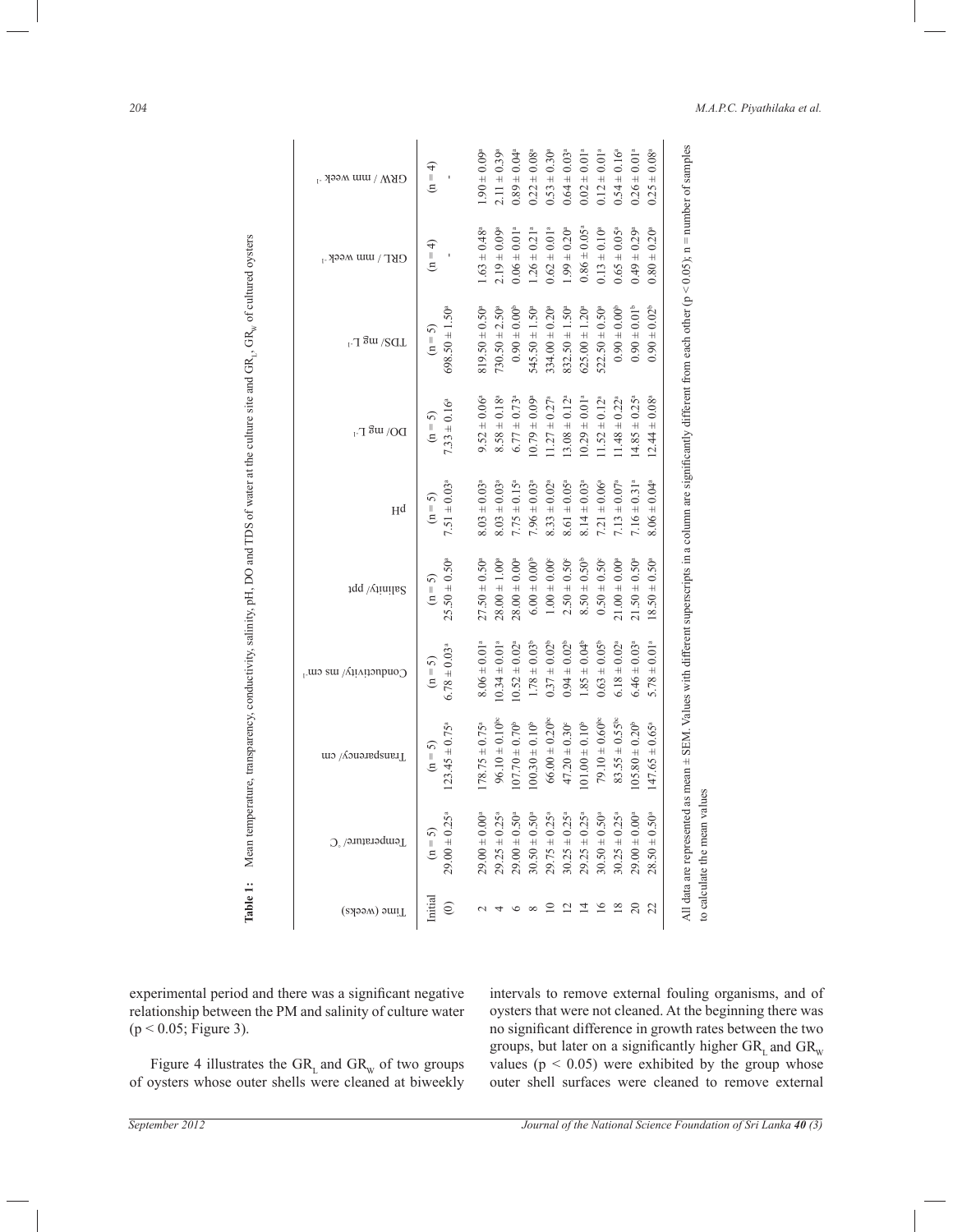**Table 1:** Mean temperature, transparency, conductivity, salinity, pH, DO and TDS of water at the culture site and $GR_L$, $GR_W$ of cultured oysters

| Time (weeks) | Temperature/ °C | Transparency/ cm | Conductivity/ ms cm$^{-1}$ | Salinity/ ppt | pH | DO/ mg L$^{-1}$ | TDS/ mg L$^{-1}$ | GRL / mm week$^{-1}$ | GRW / mm week$^{-1}$ |
|---|---|---|---|---|---|---|---|---|---|
| Initial (0) | (n = 5) $29.00 \pm 0.25^a$ | (n = 5) $123.45 \pm 0.75^a$ | (n = 5) $6.78 \pm 0.03^a$ | (n = 5) $25.50 \pm 0.50^a$ | (n = 5) $7.51 \pm 0.03^a$ | (n = 5) $7.33 \pm 0.16^a$ | (n = 5) $698.50 \pm 1.50^a$ | (n = 4) - | (n = 4) - |
| 2 | $29.00 \pm 0.00^a$ | $178.75 \pm 0.75^a$ | $8.06 \pm 0.01^a$ | $27.50 \pm 0.50^a$ | $8.03 \pm 0.03^a$ | $9.52 \pm 0.06^a$ | $819.50 \pm 0.50^a$ | $1.63 \pm 0.48^a$ | $1.90 \pm 0.09^a$ |
| 4 | $29.25 \pm 0.25^a$ | $96.10 \pm 0.10^{bc}$ | $10.34 \pm 0.01^a$ | $28.00 \pm 1.00^a$ | $8.03 \pm 0.03^a$ | $8.58 \pm 0.18^a$ | $730.50 \pm 2.50^a$ | $2.19 \pm 0.09^a$ | $2.11 \pm 0.39^a$ |
| 6 | $29.00 \pm 0.50^a$ | $107.70 \pm 0.70^b$ | $10.52 \pm 0.02^a$ | $28.00 \pm 0.00^a$ | $7.75 \pm 0.15^a$ | $6.77 \pm 0.73^a$ | $0.90 \pm 0.00^b$ | $0.06 \pm 0.01^a$ | $0.89 \pm 0.04^a$ |
| 8 | $30.50 \pm 0.50^a$ | $100.30 \pm 0.10^b$ | $1.78 \pm 0.03^b$ | $6.00 \pm 0.00^b$ | $7.96 \pm 0.03^a$ | $10.79 \pm 0.09^a$ | $545.50 \pm 1.50^a$ | $1.26 \pm 0.21^a$ | $0.22 \pm 0.08^a$ |
| 10 | $29.75 \pm 0.25^a$ | $66.00 \pm 0.20^{bc}$ | $0.37 \pm 0.02^b$ | $1.00 \pm 0.00^c$ | $8.33 \pm 0.02^a$ | $11.27 \pm 0.27^a$ | $334.00 \pm 0.20^a$ | $0.62 \pm 0.01^a$ | $0.53 \pm 0.30^a$ |
| 12 | $30.25 \pm 0.25^a$ | $47.20 \pm 0.30^c$ | $0.94 \pm 0.02^b$ | $2.50 \pm 0.50^c$ | $8.61 \pm 0.05^a$ | $13.08 \pm 0.12^a$ | $832.50 \pm 1.50^a$ | $1.99 \pm 0.20^a$ | $0.64 \pm 0.03^a$ |
| 14 | $29.25 \pm 0.25^a$ | $101.00 \pm 0.10^b$ | $1.85 \pm 0.04^b$ | $8.50 \pm 0.50^b$ | $8.14 \pm 0.03^a$ | $10.29 \pm 0.01^a$ | $625.00 \pm 1.20^a$ | $0.86 \pm 0.05^a$ | $0.02 \pm 0.01^a$ |
| 16 | $30.50 \pm 0.50^a$ | $79.10 \pm 0.60^{bc}$ | $0.63 \pm 0.05^b$ | $0.50 \pm 0.50^c$ | $7.21 \pm 0.06^a$ | $11.52 \pm 0.12^a$ | $522.50 \pm 0.50^a$ | $0.13 \pm 0.10^a$ | $0.12 \pm 0.01^a$ |
| 18 | $30.25 \pm 0.25^a$ | $83.55 \pm 0.55^{bc}$ | $6.18 \pm 0.02^a$ | $21.00 \pm 0.00^a$ | $7.13 \pm 0.07^a$ | $11.48 \pm 0.22^a$ | $0.90 \pm 0.00^b$ | $0.65 \pm 0.05^a$ | $0.54 \pm 0.16^a$ |
| 20 | $29.00 \pm 0.00^a$ | $105.80 \pm 0.20^b$ | $6.46 \pm 0.03^a$ | $21.50 \pm 0.50^a$ | $7.16 \pm 0.31^a$ | $14.85 \pm 0.25^a$ | $0.90 \pm 0.01^b$ | $0.49 \pm 0.29^a$ | $0.26 \pm 0.01^a$ |
| 22 | $28.50 \pm 0.50^a$ | $147.65 \pm 0.65^a$ | $5.78 \pm 0.01^a$ | $18.50 \pm 0.50^a$ | $8.06 \pm 0.04^a$ | $12.44 \pm 0.08^a$ | $0.90 \pm 0.02^b$ | $0.80 \pm 0.20^a$ | $0.25 \pm 0.08^a$ |

All data are represented as mean ± SEM. Values with different superscripts in a column are significantly different from each other ($p < 0.05$); n = number of samples to calculate the mean values

experimental period and there was a significant negative relationship between the PM and salinity of culture water ($p < 0.05$; Figure 3).

Figure 4 illustrates the $GR_L$ and $GR_W$ of two groups of oysters whose outer shells were cleaned at biweekly intervals to remove external fouling organisms, and of oysters that were not cleaned. At the beginning there was no significant difference in growth rates between the two groups, but later on a significantly higher $GR_L$ and $GR_W$ values ($p < 0.05$) were exhibited by the group whose outer shell surfaces were cleaned to remove external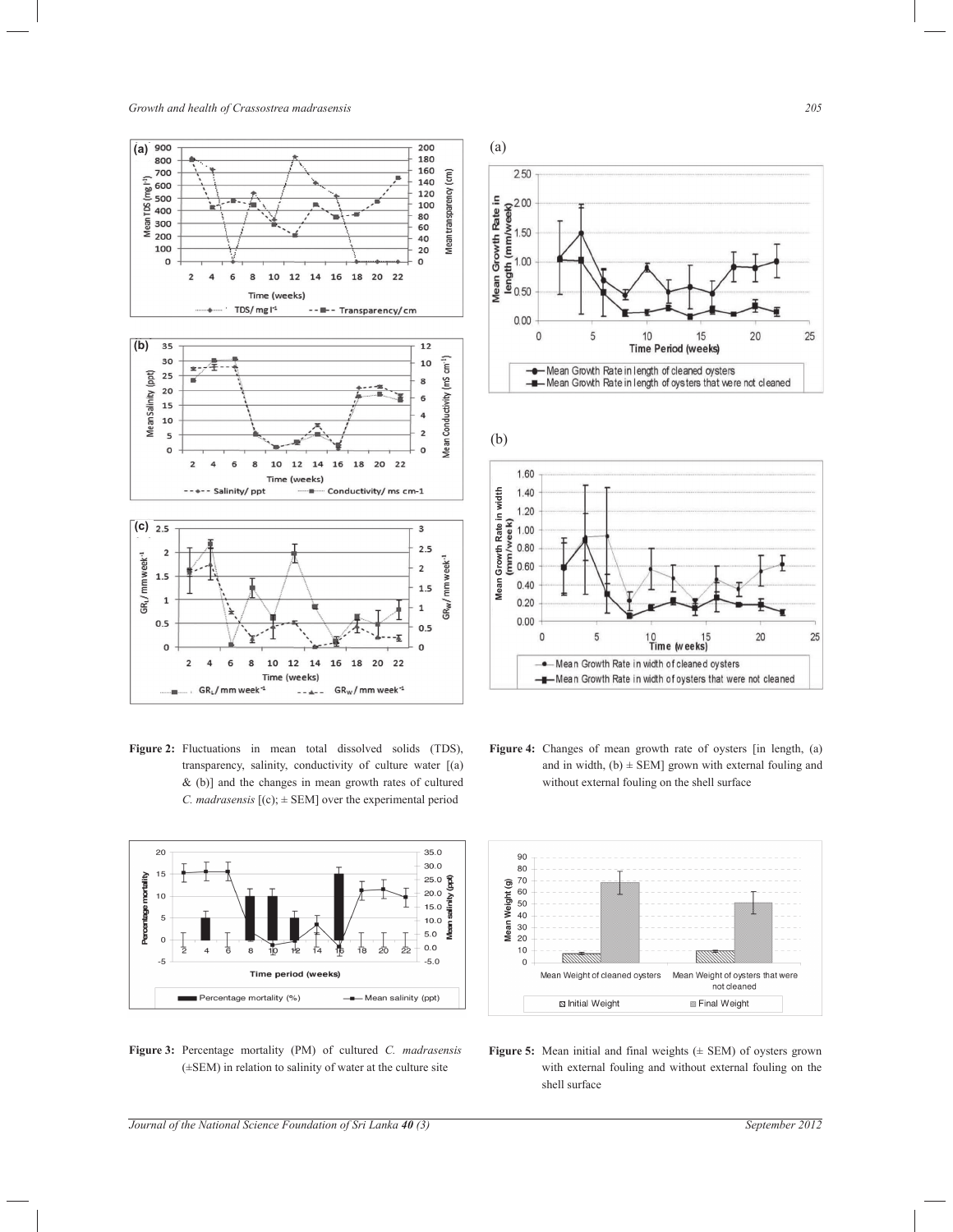**Figure 2:** Fluctuations in mean total dissolved solids (TDS), transparency, salinity, conductivity of culture water [(a) & (b)] and the changes in mean growth rates of cultured *C. madrasensis* [(c); ± SEM] over the experimental period

**Figure 4:** Changes of mean growth rate of oysters [in length, (a) and in width, (b) ± SEM] grown with external fouling and without external fouling on the shell surface

**Figure 3:** Percentage mortality (PM) of cultured *C. madrasensis* (±SEM) in relation to salinity of water at the culture site

**Figure 5:** Mean initial and final weights (± SEM) of oysters grown with external fouling and without external fouling on the shell surface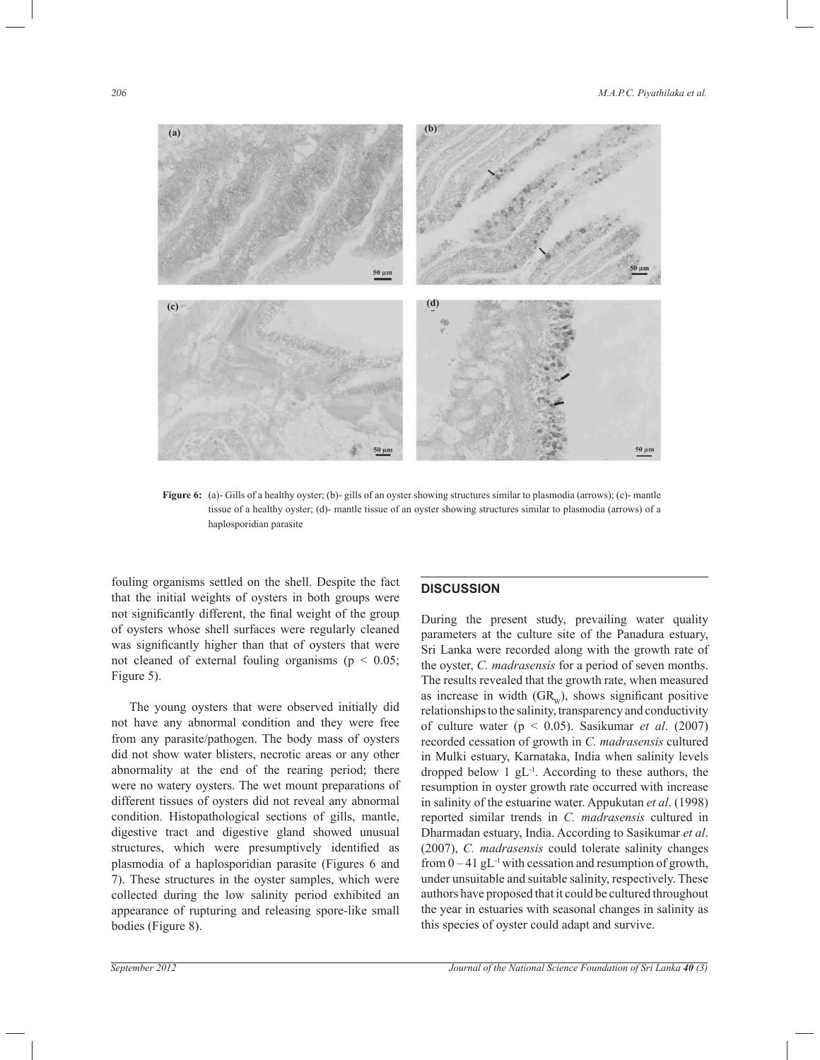**Figure 6:** (a)- Gills of a healthy oyster; (b)- gills of an oyster showing structures similar to plasmodia (arrows); (c)- mantle tissue of a healthy oyster; (d)- mantle tissue of an oyster showing structures similar to plasmodia (arrows) of a haplosporidian parasite

fouling organisms settled on the shell. Despite the fact that the initial weights of oysters in both groups were not significantly different, the final weight of the group of oysters whose shell surfaces were regularly cleaned was significantly higher than that of oysters that were not cleaned of external fouling organisms ($p < 0.05$; Figure 5).

The young oysters that were observed initially did not have any abnormal condition and they were free from any parasite/pathogen. The body mass of oysters did not show water blisters, necrotic areas or any other abnormality at the end of the rearing period; there were no watery oysters. The wet mount preparations of different tissues of oysters did not reveal any abnormal condition. Histopathological sections of gills, mantle, digestive tract and digestive gland showed unusual structures, which were presumptively identified as plasmodia of a haplosporidian parasite (Figures 6 and 7). These structures in the oyster samples, which were collected during the low salinity period exhibited an appearance of rupturing and releasing spore-like small bodies (Figure 8).

## DISCUSSION

During the present study, prevailing water quality parameters at the culture site of the Panadura estuary, Sri Lanka were recorded along with the growth rate of the oyster, *C. madrasensis* for a period of seven months. The results revealed that the growth rate, when measured as increase in width ($GR_w$), shows significant positive relationships to the salinity, transparency and conductivity of culture water ($p < 0.05$). Sasikumar *et al*. (2007) recorded cessation of growth in *C. madrasensis* cultured in Mulki estuary, Karnataka, India when salinity levels dropped below 1 $gL^{-1}$. According to these authors, the resumption in oyster growth rate occurred with increase in salinity of the estuarine water. Appukutan *et al*. (1998) reported similar trends in *C. madrasensis* cultured in Dharmadan estuary, India. According to Sasikumar *et al*. (2007), *C. madrasensis* could tolerate salinity changes from 0 – 41 $gL^{-1}$ with cessation and resumption of growth, under unsuitable and suitable salinity, respectively. These authors have proposed that it could be cultured throughout the year in estuaries with seasonal changes in salinity as this species of oyster could adapt and survive.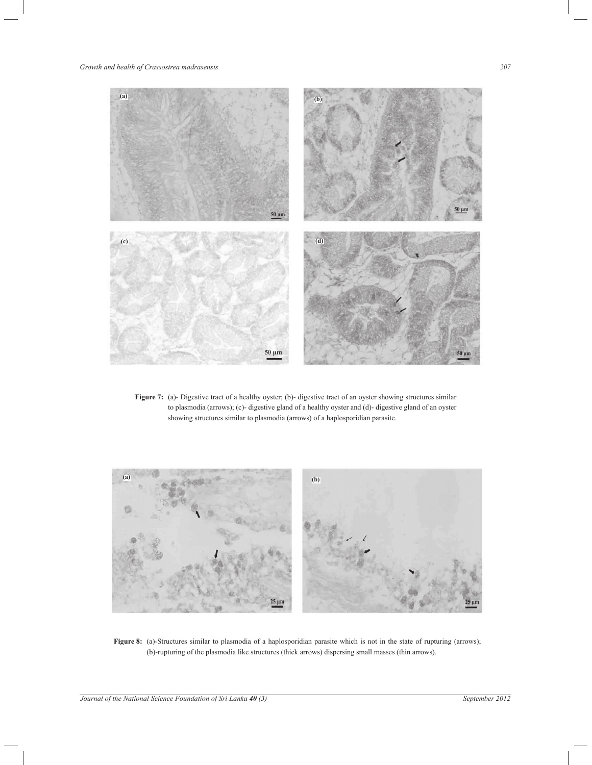**Figure 7:** (a)- Digestive tract of a healthy oyster; (b)- digestive tract of an oyster showing structures similar to plasmodia (arrows); (c)- digestive gland of a healthy oyster and (d)- digestive gland of an oyster showing structures similar to plasmodia (arrows) of a haplosporidian parasite.

**Figure 8:** (a)-Structures similar to plasmodia of a haplosporidian parasite which is not in the state of rupturing (arrows); (b)-rupturing of the plasmodia like structures (thick arrows) dispersing small masses (thin arrows).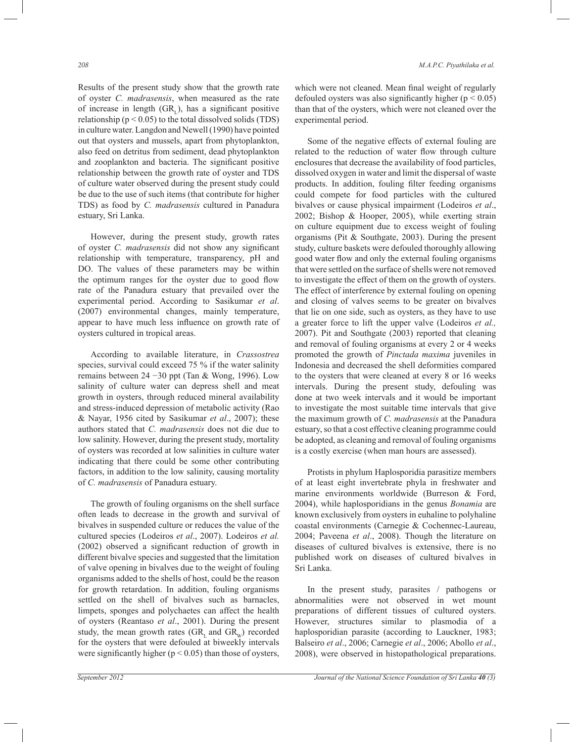Results of the present study show that the growth rate of oyster *C. madrasensis*, when measured as the rate of increase in length ($GR_L$), has a significant positive relationship ($p < 0.05$) to the total dissolved solids (TDS) in culture water. Langdon and Newell (1990) have pointed out that oysters and mussels, apart from phytoplankton, also feed on detritus from sediment, dead phytoplankton and zooplankton and bacteria. The significant positive relationship between the growth rate of oyster and TDS of culture water observed during the present study could be due to the use of such items (that contribute for higher TDS) as food by *C. madrasensis* cultured in Panadura estuary, Sri Lanka.

However, during the present study, growth rates of oyster *C. madrasensis* did not show any significant relationship with temperature, transparency, pH and DO. The values of these parameters may be within the optimum ranges for the oyster due to good flow rate of the Panadura estuary that prevailed over the experimental period. According to Sasikumar *et al*. (2007) environmental changes, mainly temperature, appear to have much less influence on growth rate of oysters cultured in tropical areas.

According to available literature, in *Crassostrea* species, survival could exceed 75 % if the water salinity remains between 24 −30 ppt (Tan & Wong, 1996). Low salinity of culture water can depress shell and meat growth in oysters, through reduced mineral availability and stress-induced depression of metabolic activity (Rao & Nayar, 1956 cited by Sasikumar *et al*., 2007); these authors stated that *C. madrasensis* does not die due to low salinity. However, during the present study, mortality of oysters was recorded at low salinities in culture water indicating that there could be some other contributing factors, in addition to the low salinity, causing mortality of *C. madrasensis* of Panadura estuary.

The growth of fouling organisms on the shell surface often leads to decrease in the growth and survival of bivalves in suspended culture or reduces the value of the cultured species (Lodeiros *et al*., 2007). Lodeiros *et al.* (2002) observed a significant reduction of growth in different bivalve species and suggested that the limitation of valve opening in bivalves due to the weight of fouling organisms added to the shells of host, could be the reason for growth retardation. In addition, fouling organisms settled on the shell of bivalves such as barnacles, limpets, sponges and polychaetes can affect the health of oysters (Reantaso *et al*., 2001). During the present study, the mean growth rates ($GR_L$ and $GR_W$) recorded for the oysters that were defouled at biweekly intervals were significantly higher ($p < 0.05$) than those of oysters, which were not cleaned. Mean final weight of regularly defouled oysters was also significantly higher ($p < 0.05$) than that of the oysters, which were not cleaned over the experimental period.

Some of the negative effects of external fouling are related to the reduction of water flow through culture enclosures that decrease the availability of food particles, dissolved oxygen in water and limit the dispersal of waste products. In addition, fouling filter feeding organisms could compete for food particles with the cultured bivalves or cause physical impairment (Lodeiros *et al*., 2002; Bishop & Hooper, 2005), while exerting strain on culture equipment due to excess weight of fouling organisms (Pit & Southgate, 2003). During the present study, culture baskets were defouled thoroughly allowing good water flow and only the external fouling organisms that were settled on the surface of shells were not removed to investigate the effect of them on the growth of oysters. The effect of interference by external fouling on opening and closing of valves seems to be greater on bivalves that lie on one side, such as oysters, as they have to use a greater force to lift the upper valve (Lodeiros *et al.,* 2007). Pit and Southgate (2003) reported that cleaning and removal of fouling organisms at every 2 or 4 weeks promoted the growth of *Pinctada maxima* juveniles in Indonesia and decreased the shell deformities compared to the oysters that were cleaned at every 8 or 16 weeks intervals. During the present study, defouling was done at two week intervals and it would be important to investigate the most suitable time intervals that give the maximum growth of *C. madrasensis* at the Panadura estuary, so that a cost effective cleaning programme could be adopted, as cleaning and removal of fouling organisms is a costly exercise (when man hours are assessed).

Protists in phylum Haplosporidia parasitize members of at least eight invertebrate phyla in freshwater and marine environments worldwide (Burreson & Ford, 2004), while haplosporidians in the genus *Bonamia* are known exclusively from oysters in euhaline to polyhaline coastal environments (Carnegie & Cochennec-Laureau, 2004; Paveena *et al*., 2008). Though the literature on diseases of cultured bivalves is extensive, there is no published work on diseases of cultured bivalves in Sri Lanka.

In the present study, parasites / pathogens or abnormalities were not observed in wet mount preparations of different tissues of cultured oysters. However, structures similar to plasmodia of a haplosporidian parasite (according to Lauckner, 1983; Balseiro *et al*., 2006; Carnegie *et al*., 2006; Abollo *et al*., 2008), were observed in histopathological preparations.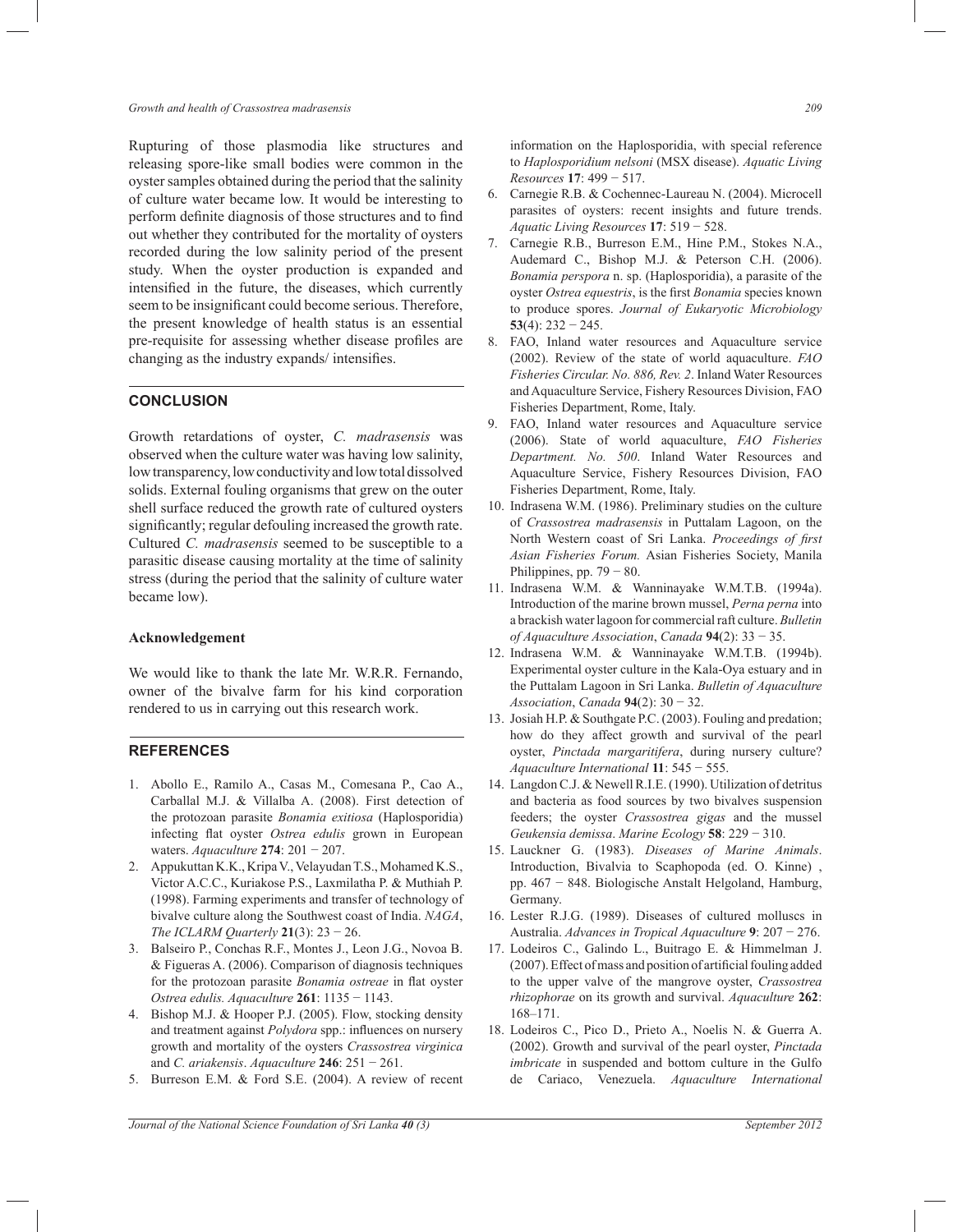Rupturing of those plasmodia like structures and releasing spore-like small bodies were common in the oyster samples obtained during the period that the salinity of culture water became low. It would be interesting to perform definite diagnosis of those structures and to find out whether they contributed for the mortality of oysters recorded during the low salinity period of the present study. When the oyster production is expanded and intensified in the future, the diseases, which currently seem to be insignificant could become serious. Therefore, the present knowledge of health status is an essential pre-requisite for assessing whether disease profiles are changing as the industry expands/ intensifies.

## CONCLUSION

Growth retardations of oyster, *C. madrasensis* was observed when the culture water was having low salinity, low transparency, low conductivity and low total dissolved solids. External fouling organisms that grew on the outer shell surface reduced the growth rate of cultured oysters significantly; regular defouling increased the growth rate. Cultured *C. madrasensis* seemed to be susceptible to a parasitic disease causing mortality at the time of salinity stress (during the period that the salinity of culture water became low).

### Acknowledgement

We would like to thank the late Mr. W.R.R. Fernando, owner of the bivalve farm for his kind corporation rendered to us in carrying out this research work.

## REFERENCES

1. Abollo E., Ramilo A., Casas M., Comesana P., Cao A., Carballal M.J. & Villalba A. (2008). First detection of the protozoan parasite *Bonamia exitiosa* (Haplosporidia) infecting flat oyster *Ostrea edulis* grown in European waters. *Aquaculture* **274**: 201 − 207.
2. Appukuttan K.K., Kripa V., Velayudan T.S., Mohamed K.S., Victor A.C.C., Kuriakose P.S., Laxmilatha P. & Muthiah P. (1998). Farming experiments and transfer of technology of bivalve culture along the Southwest coast of India. *NAGA*, *The ICLARM Quarterly* **21**(3): 23 − 26.
3. Balseiro P., Conchas R.F., Montes J., Leon J.G., Novoa B. & Figueras A. (2006). Comparison of diagnosis techniques for the protozoan parasite *Bonamia ostreae* in flat oyster *Ostrea edulis. Aquaculture* **261**: 1135 − 1143.
4. Bishop M.J. & Hooper P.J. (2005). Flow, stocking density and treatment against *Polydora* spp.: influences on nursery growth and mortality of the oysters *Crassostrea virginica* and *C. ariakensis*. *Aquaculture* **246**: 251 − 261.
5. Burreson E.M. & Ford S.E. (2004). A review of recent information on the Haplosporidia, with special reference to *Haplosporidium nelsoni* (MSX disease). *Aquatic Living Resources* **17**: 499 − 517.
6. Carnegie R.B. & Cochennec-Laureau N. (2004). Microcell parasites of oysters: recent insights and future trends. *Aquatic Living Resources* **17**: 519 − 528.
7. Carnegie R.B., Burreson E.M., Hine P.M., Stokes N.A., Audemard C., Bishop M.J. & Peterson C.H. (2006). *Bonamia perspora* n. sp. (Haplosporidia), a parasite of the oyster *Ostrea equestris*, is the first *Bonamia* species known to produce spores. *Journal of Eukaryotic Microbiology* **53**(4): 232 − 245.
8. FAO, Inland water resources and Aquaculture service (2002). Review of the state of world aquaculture. *FAO Fisheries Circular. No. 886, Rev. 2*. Inland Water Resources and Aquaculture Service, Fishery Resources Division, FAO Fisheries Department, Rome, Italy.
9. FAO, Inland water resources and Aquaculture service (2006). State of world aquaculture, *FAO Fisheries Department. No. 500*. Inland Water Resources and Aquaculture Service, Fishery Resources Division, FAO Fisheries Department, Rome, Italy.
10. Indrasena W.M. (1986). Preliminary studies on the culture of *Crassostrea madrasensis* in Puttalam Lagoon, on the North Western coast of Sri Lanka. *Proceedings of first Asian Fisheries Forum.* Asian Fisheries Society, Manila Philippines, pp. 79 − 80.
11. Indrasena W.M. & Wanninayake W.M.T.B. (1994a). Introduction of the marine brown mussel, *Perna perna* into a brackish water lagoon for commercial raft culture. *Bulletin of Aquaculture Association*, *Canada* **94**(2): 33 − 35.
12. Indrasena W.M. & Wanninayake W.M.T.B. (1994b). Experimental oyster culture in the Kala-Oya estuary and in the Puttalam Lagoon in Sri Lanka. *Bulletin of Aquaculture Association*, *Canada* **94**(2): 30 − 32.
13. Josiah H.P. & Southgate P.C. (2003). Fouling and predation; how do they affect growth and survival of the pearl oyster, *Pinctada margaritifera*, during nursery culture? *Aquaculture International* **11**: 545 − 555.
14. Langdon C.J. & Newell R.I.E. (1990). Utilization of detritus and bacteria as food sources by two bivalves suspension feeders; the oyster *Crassostrea gigas* and the mussel *Geukensia demissa*. *Marine Ecology* **58**: 229 − 310.
15. Lauckner G. (1983). *Diseases of Marine Animals*. Introduction, Bivalvia to Scaphopoda (ed. O. Kinne) , pp. 467 − 848. Biologische Anstalt Helgoland, Hamburg, Germany.
16. Lester R.J.G. (1989). Diseases of cultured molluscs in Australia. *Advances in Tropical Aquaculture* **9**: 207 − 276.
17. Lodeiros C., Galindo L., Buitrago E. & Himmelman J. (2007). Effect of mass and position of artificial fouling added to the upper valve of the mangrove oyster, *Crassostrea rhizophorae* on its growth and survival. *Aquaculture* **262**: 168–171.
18. Lodeiros C., Pico D., Prieto A., Noelis N. & Guerra A. (2002). Growth and survival of the pearl oyster, *Pinctada imbricate* in suspended and bottom culture in the Gulfo de Cariaco, Venezuela. *Aquaculture International*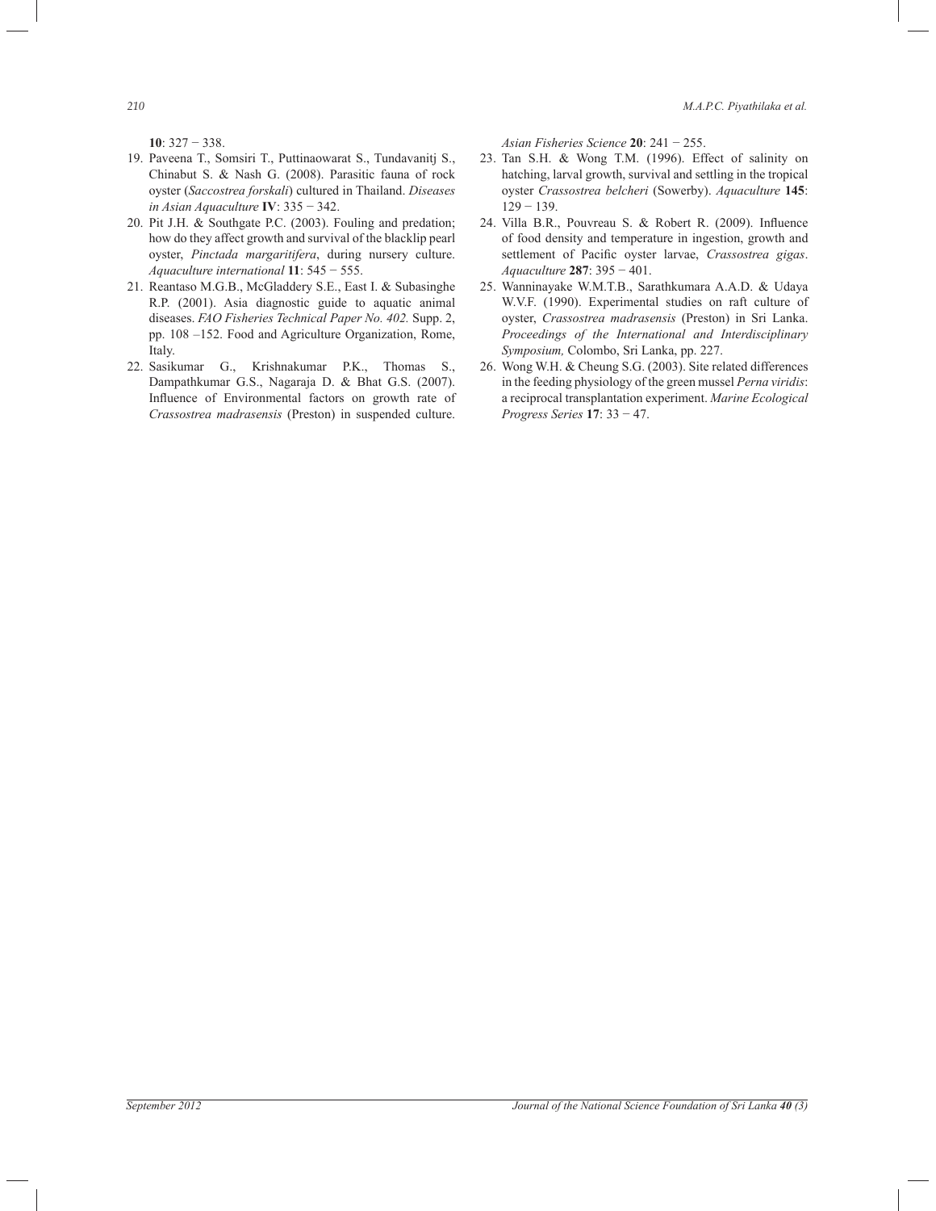**10**: 327 − 338.

19. Paveena T., Somsiri T., Puttinaowarat S., Tundavanitj S., Chinabut S. & Nash G. (2008). Parasitic fauna of rock oyster (*Saccostrea forskali*) cultured in Thailand. *Diseases in Asian Aquaculture* **IV**: 335 − 342.
20. Pit J.H. & Southgate P.C. (2003). Fouling and predation; how do they affect growth and survival of the blacklip pearl oyster, *Pinctada margaritifera*, during nursery culture. *Aquaculture international* **11**: 545 − 555.
21. Reantaso M.G.B., McGladdery S.E., East I. & Subasinghe R.P. (2001). Asia diagnostic guide to aquatic animal diseases. *FAO Fisheries Technical Paper No. 402.* Supp. 2, pp. 108 –152. Food and Agriculture Organization, Rome, Italy.
22. Sasikumar G., Krishnakumar P.K., Thomas S., Dampathkumar G.S., Nagaraja D. & Bhat G.S. (2007). Influence of Environmental factors on growth rate of *Crassostrea madrasensis* (Preston) in suspended culture. *Asian Fisheries Science* **20**: 241 − 255.
23. Tan S.H. & Wong T.M. (1996). Effect of salinity on hatching, larval growth, survival and settling in the tropical oyster *Crassostrea belcheri* (Sowerby). *Aquaculture* **145**: 129 − 139.
24. Villa B.R., Pouvreau S. & Robert R. (2009). Influence of food density and temperature in ingestion, growth and settlement of Pacific oyster larvae, *Crassostrea gigas*. *Aquaculture* **287**: 395 − 401.
25. Wanninayake W.M.T.B., Sarathkumara A.A.D. & Udaya W.V.F. (1990). Experimental studies on raft culture of oyster, *Crassostrea madrasensis* (Preston) in Sri Lanka. *Proceedings of the International and Interdisciplinary Symposium,* Colombo, Sri Lanka, pp. 227.
26. Wong W.H. & Cheung S.G. (2003). Site related differences in the feeding physiology of the green mussel *Perna viridis*: a reciprocal transplantation experiment. *Marine Ecological Progress Series* **17**: 33 − 47.